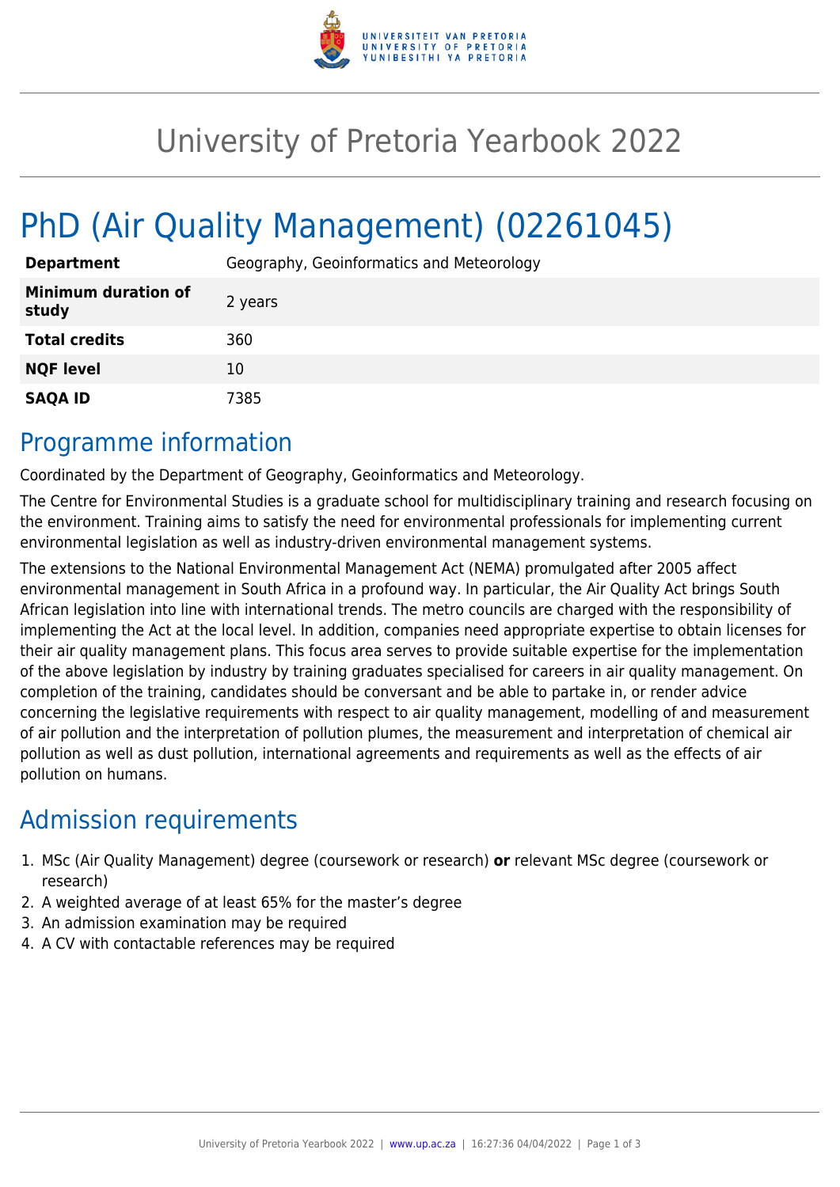# University of Pretoria Yearbook 2022

# PhD (Air Quality Management) (02261045)

| | |
|---|---|
| **Department** | Geography, Geoinformatics and Meteorology |
| **Minimum duration of study** | 2 years |
| **Total credits** | 360 |
| **NQF level** | 10 |
| **SAQA ID** | 7385 |

## Programme information

Coordinated by the Department of Geography, Geoinformatics and Meteorology.

The Centre for Environmental Studies is a graduate school for multidisciplinary training and research focusing on the environment. Training aims to satisfy the need for environmental professionals for implementing current environmental legislation as well as industry-driven environmental management systems.

The extensions to the National Environmental Management Act (NEMA) promulgated after 2005 affect environmental management in South Africa in a profound way. In particular, the Air Quality Act brings South African legislation into line with international trends. The metro councils are charged with the responsibility of implementing the Act at the local level. In addition, companies need appropriate expertise to obtain licenses for their air quality management plans. This focus area serves to provide suitable expertise for the implementation of the above legislation by industry by training graduates specialised for careers in air quality management. On completion of the training, candidates should be conversant and be able to partake in, or render advice concerning the legislative requirements with respect to air quality management, modelling of and measurement of air pollution and the interpretation of pollution plumes, the measurement and interpretation of chemical air pollution as well as dust pollution, international agreements and requirements as well as the effects of air pollution on humans.

## Admission requirements

1. MSc (Air Quality Management) degree (coursework or research) **or** relevant MSc degree (coursework or research)
2. A weighted average of at least 65% for the master's degree
3. An admission examination may be required
4. A CV with contactable references may be required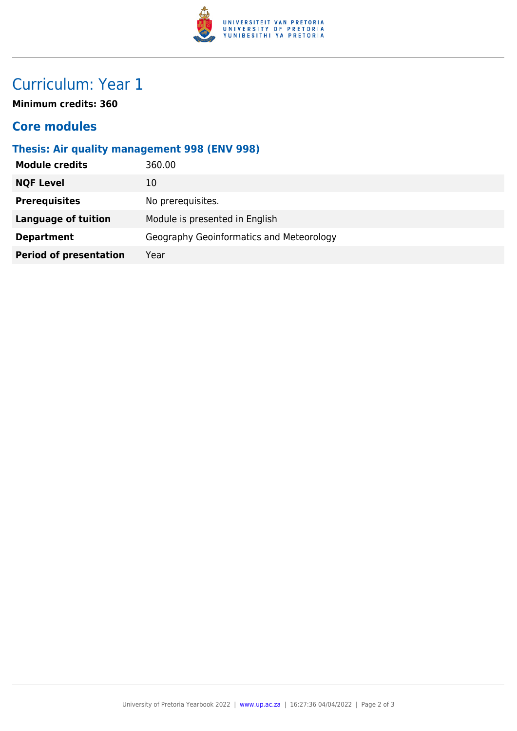# Curriculum: Year 1

**Minimum credits: 360**

## Core modules

### Thesis: Air quality management 998 (ENV 998)

| | |
|---|---|
| **Module credits** | 360.00 |
| **NQF Level** | 10 |
| **Prerequisites** | No prerequisites. |
| **Language of tuition** | Module is presented in English |
| **Department** | Geography Geoinformatics and Meteorology |
| **Period of presentation** | Year |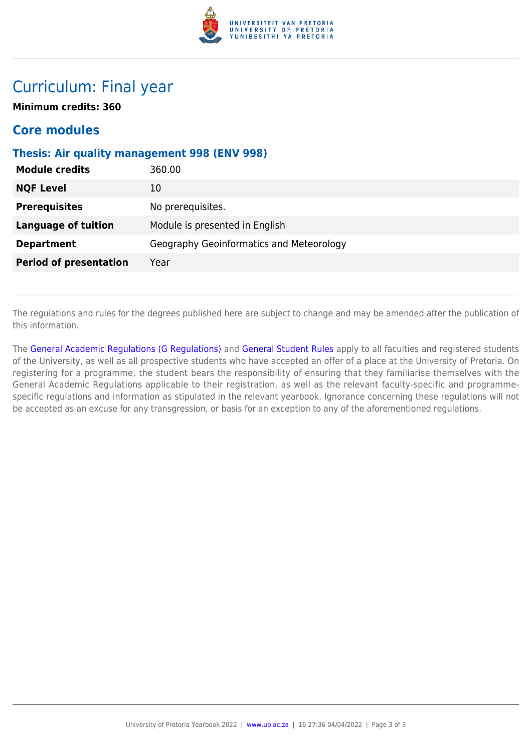# Curriculum: Final year

**Minimum credits: 360**

## Core modules

### Thesis: Air quality management 998 (ENV 998)

| | |
|---|---|
| **Module credits** | 360.00 |
| **NQF Level** | 10 |
| **Prerequisites** | No prerequisites. |
| **Language of tuition** | Module is presented in English |
| **Department** | Geography Geoinformatics and Meteorology |
| **Period of presentation** | Year |

The regulations and rules for the degrees published here are subject to change and may be amended after the publication of this information.

The General Academic Regulations (G Regulations) and General Student Rules apply to all faculties and registered students of the University, as well as all prospective students who have accepted an offer of a place at the University of Pretoria. On registering for a programme, the student bears the responsibility of ensuring that they familiarise themselves with the General Academic Regulations applicable to their registration, as well as the relevant faculty-specific and programme-specific regulations and information as stipulated in the relevant yearbook. Ignorance concerning these regulations will not be accepted as an excuse for any transgression, or basis for an exception to any of the aforementioned regulations.